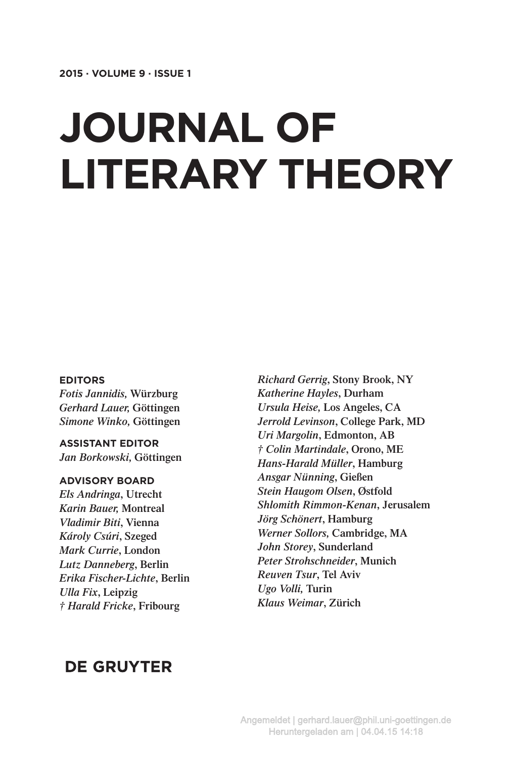2015 · VOLUME 9 · ISSUE 1

# JOURNAL OF LITERARY THEORY

**EDITORS**
*Fotis Jannidis,* Würzburg
*Gerhard Lauer,* Göttingen
*Simone Winko,* Göttingen

**ASSISTANT EDITOR**
*Jan Borkowski,* Göttingen

**ADVISORY BOARD**
*Els Andringa*, Utrecht
*Karin Bauer,* Montreal
*Vladimir Biti*, Vienna
*Károly Csúri*, Szeged
*Mark Currie*, London
*Lutz Danneberg*, Berlin
*Erika Fischer-Lichte*, Berlin
*Ulla Fix*, Leipzig
*† Harald Fricke*, Fribourg
*Richard Gerrig*, Stony Brook, NY
*Katherine Hayles*, Durham
*Ursula Heise,* Los Angeles, CA
*Jerrold Levinson*, College Park, MD
*Uri Margolin*, Edmonton, AB
*† Colin Martindale*, Orono, ME
*Hans-Harald Müller*, Hamburg
*Ansgar Nünning*, Gießen
*Stein Haugom Olsen*, Østfold
*Shlomith Rimmon-Kenan*, Jerusalem
*Jörg Schönert*, Hamburg
*Werner Sollors,* Cambridge, MA
*John Storey*, Sunderland
*Peter Strohschneider*, Munich
*Reuven Tsur*, Tel Aviv
*Ugo Volli,* Turin
*Klaus Weimar*, Zürich

**DE GRUYTER**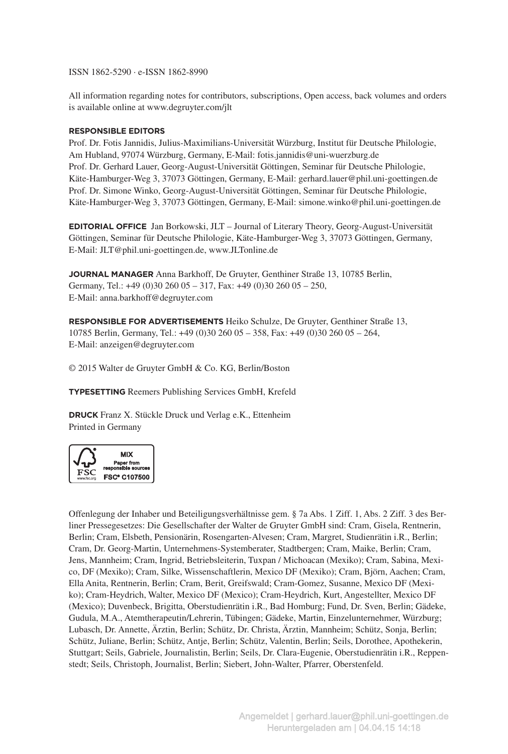ISSN 1862-5290 · e-ISSN 1862-8990

All information regarding notes for contributors, subscriptions, Open access, back volumes and orders is available online at www.degruyter.com/jlt

**RESPONSIBLE EDITORS**
Prof. Dr. Fotis Jannidis, Julius-Maximilians-Universität Würzburg, Institut für Deutsche Philologie, Am Hubland, 97074 Würzburg, Germany, E-Mail: fotis.jannidis@uni-wuerzburg.de
Prof. Dr. Gerhard Lauer, Georg-August-Universität Göttingen, Seminar für Deutsche Philologie, Käte-Hamburger-Weg 3, 37073 Göttingen, Germany, E-Mail: gerhard.lauer@phil.uni-goettingen.de
Prof. Dr. Simone Winko, Georg-August-Universität Göttingen, Seminar für Deutsche Philologie, Käte-Hamburger-Weg 3, 37073 Göttingen, Germany, E-Mail: simone.winko@phil.uni-goettingen.de

**EDITORIAL OFFICE** Jan Borkowski, JLT – Journal of Literary Theory, Georg-August-Universität Göttingen, Seminar für Deutsche Philologie, Käte-Hamburger-Weg 3, 37073 Göttingen, Germany, E-Mail: JLT@phil.uni-goettingen.de, www.JLTonline.de

**JOURNAL MANAGER** Anna Barkhoff, De Gruyter, Genthiner Straße 13, 10785 Berlin, Germany, Tel.: +49 (0)30 260 05 – 317, Fax: +49 (0)30 260 05 – 250, E-Mail: anna.barkhoff@degruyter.com

**RESPONSIBLE FOR ADVERTISEMENTS** Heiko Schulze, De Gruyter, Genthiner Straße 13, 10785 Berlin, Germany, Tel.: +49 (0)30 260 05 – 358, Fax: +49 (0)30 260 05 – 264, E-Mail: anzeigen@degruyter.com

© 2015 Walter de Gruyter GmbH & Co. KG, Berlin/Boston

**TYPESETTING** Reemers Publishing Services GmbH, Krefeld

**DRUCK** Franz X. Stückle Druck und Verlag e.K., Ettenheim
Printed in Germany

MIX
Paper from responsible sources
FSC® C107500

Offenlegung der Inhaber und Beteiligungsverhältnisse gem. § 7a Abs. 1 Ziff. 1, Abs. 2 Ziff. 3 des Berliner Pressegesetzes: Die Gesellschafter der Walter de Gruyter GmbH sind: Cram, Gisela, Rentnerin, Berlin; Cram, Elsbeth, Pensionärin, Rosengarten-Alvesen; Cram, Margret, Studienrätin i.R., Berlin; Cram, Dr. Georg-Martin, Unternehmens-Systemberater, Stadtbergen; Cram, Maike, Berlin; Cram, Jens, Mannheim; Cram, Ingrid, Betriebsleiterin, Tuxpan / Michoacan (Mexiko); Cram, Sabina, Mexico, DF (Mexiko); Cram, Silke, Wissenschaftlerin, Mexico DF (Mexiko); Cram, Björn, Aachen; Cram, Ella Anita, Rentnerin, Berlin; Cram, Berit, Greifswald; Cram-Gomez, Susanne, Mexico DF (Mexiko); Cram-Heydrich, Walter, Mexico DF (Mexico); Cram-Heydrich, Kurt, Angestellter, Mexico DF (Mexico); Duvenbeck, Brigitta, Oberstudienrätin i.R., Bad Homburg; Fund, Dr. Sven, Berlin; Gädeke, Gudula, M.A., Atemtherapeutin/Lehrerin, Tübingen; Gädeke, Martin, Einzelunternehmer, Würzburg; Lubasch, Dr. Annette, Ärztin, Berlin; Schütz, Dr. Christa, Ärztin, Mannheim; Schütz, Sonja, Berlin; Schütz, Juliane, Berlin; Schütz, Antje, Berlin; Schütz, Valentin, Berlin; Seils, Dorothee, Apothekerin, Stuttgart; Seils, Gabriele, Journalistin, Berlin; Seils, Dr. Clara-Eugenie, Oberstudienrätin i.R., Reppenstedt; Seils, Christoph, Journalist, Berlin; Siebert, John-Walter, Pfarrer, Oberstenfeld.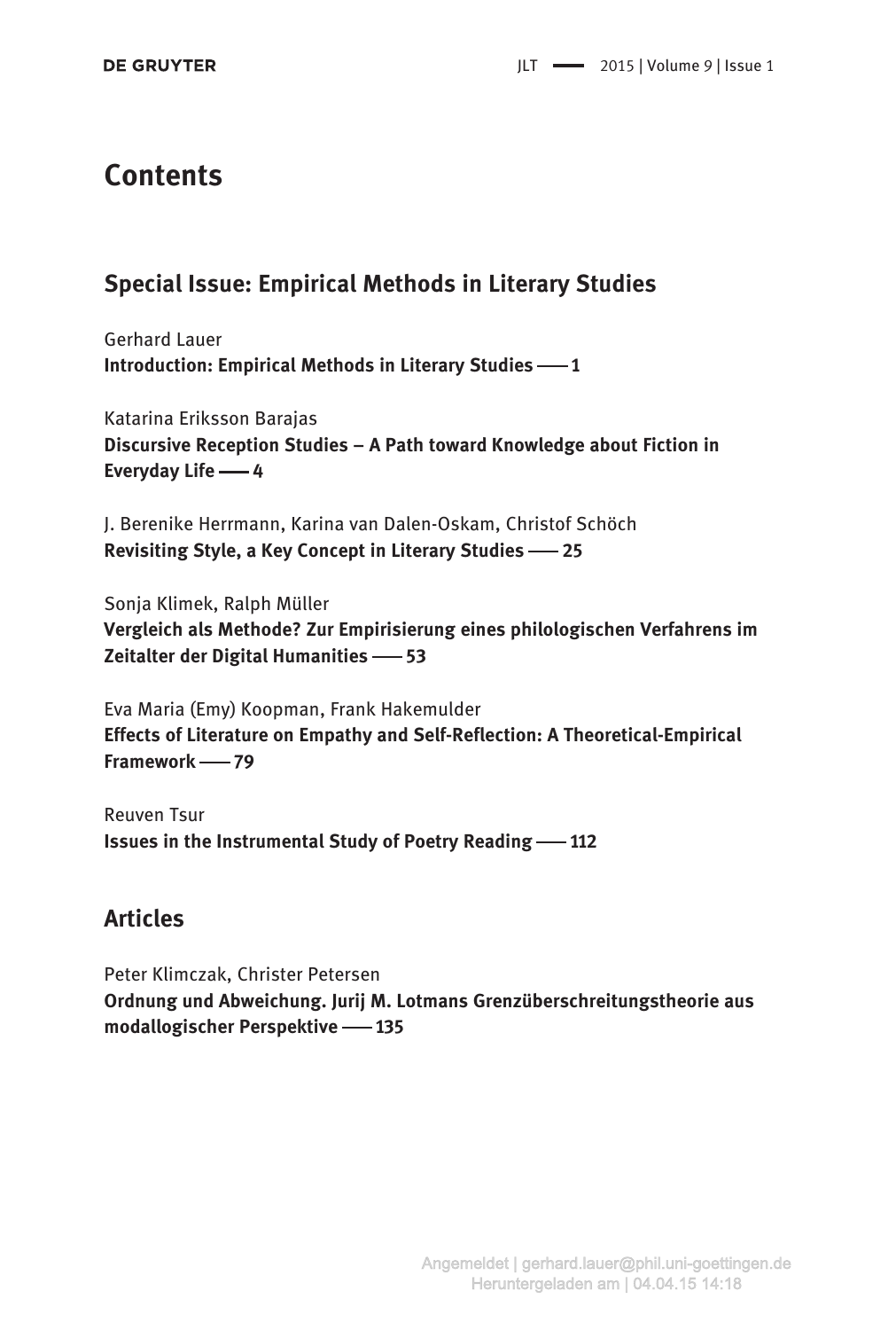# Contents

## Special Issue: Empirical Methods in Literary Studies

Gerhard Lauer
**Introduction: Empirical Methods in Literary Studies —— 1**

Katarina Eriksson Barajas
**Discursive Reception Studies – A Path toward Knowledge about Fiction in Everyday Life —— 4**

J. Berenike Herrmann, Karina van Dalen-Oskam, Christof Schöch
**Revisiting Style, a Key Concept in Literary Studies —— 25**

Sonja Klimek, Ralph Müller
**Vergleich als Methode? Zur Empirisierung eines philologischen Verfahrens im Zeitalter der Digital Humanities —— 53**

Eva Maria (Emy) Koopman, Frank Hakemulder
**Effects of Literature on Empathy and Self-Reflection: A Theoretical-Empirical Framework —— 79**

Reuven Tsur
**Issues in the Instrumental Study of Poetry Reading —— 112**

## Articles

Peter Klimczak, Christer Petersen
**Ordnung und Abweichung. Jurij M. Lotmans Grenzüberschreitungstheorie aus modallogischer Perspektive —— 135**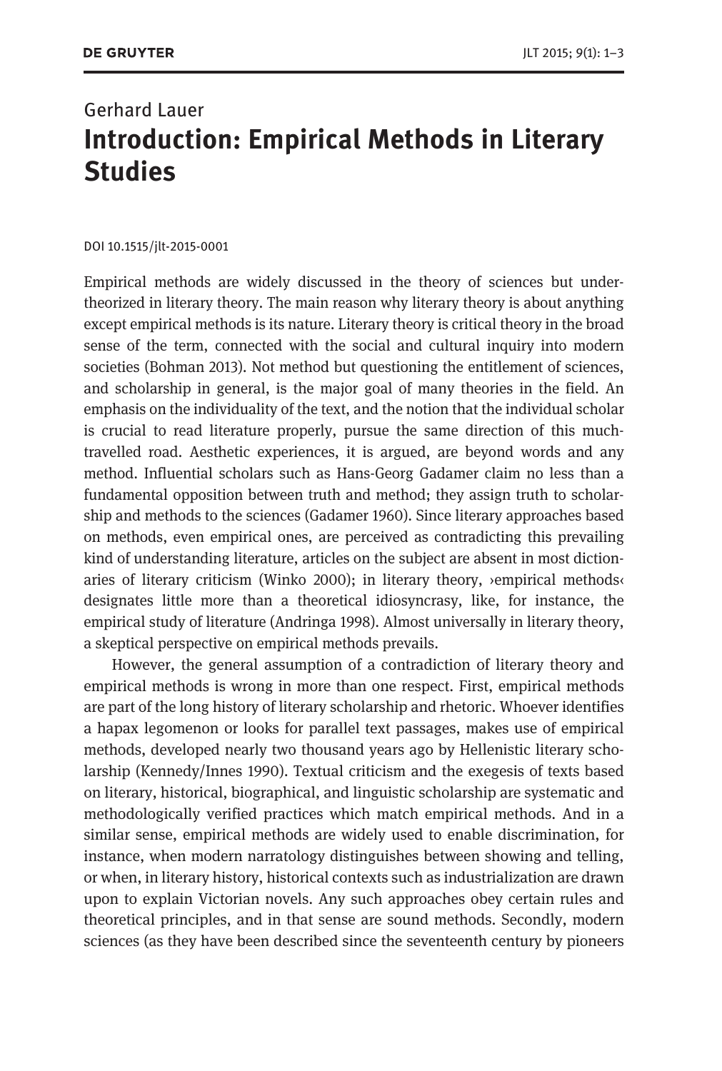Gerhard Lauer

# Introduction: Empirical Methods in Literary Studies

DOI 10.1515/jlt-2015-0001

Empirical methods are widely discussed in the theory of sciences but undertheorized in literary theory. The main reason why literary theory is about anything except empirical methods is its nature. Literary theory is critical theory in the broad sense of the term, connected with the social and cultural inquiry into modern societies (Bohman 2013). Not method but questioning the entitlement of sciences, and scholarship in general, is the major goal of many theories in the field. An emphasis on the individuality of the text, and the notion that the individual scholar is crucial to read literature properly, pursue the same direction of this much-travelled road. Aesthetic experiences, it is argued, are beyond words and any method. Influential scholars such as Hans-Georg Gadamer claim no less than a fundamental opposition between truth and method; they assign truth to scholarship and methods to the sciences (Gadamer 1960). Since literary approaches based on methods, even empirical ones, are perceived as contradicting this prevailing kind of understanding literature, articles on the subject are absent in most dictionaries of literary criticism (Winko 2000); in literary theory, ›empirical methods‹ designates little more than a theoretical idiosyncrasy, like, for instance, the empirical study of literature (Andringa 1998). Almost universally in literary theory, a skeptical perspective on empirical methods prevails.

However, the general assumption of a contradiction of literary theory and empirical methods is wrong in more than one respect. First, empirical methods are part of the long history of literary scholarship and rhetoric. Whoever identifies a hapax legomenon or looks for parallel text passages, makes use of empirical methods, developed nearly two thousand years ago by Hellenistic literary scholarship (Kennedy/Innes 1990). Textual criticism and the exegesis of texts based on literary, historical, biographical, and linguistic scholarship are systematic and methodologically verified practices which match empirical methods. And in a similar sense, empirical methods are widely used to enable discrimination, for instance, when modern narratology distinguishes between showing and telling, or when, in literary history, historical contexts such as industrialization are drawn upon to explain Victorian novels. Any such approaches obey certain rules and theoretical principles, and in that sense are sound methods. Secondly, modern sciences (as they have been described since the seventeenth century by pioneers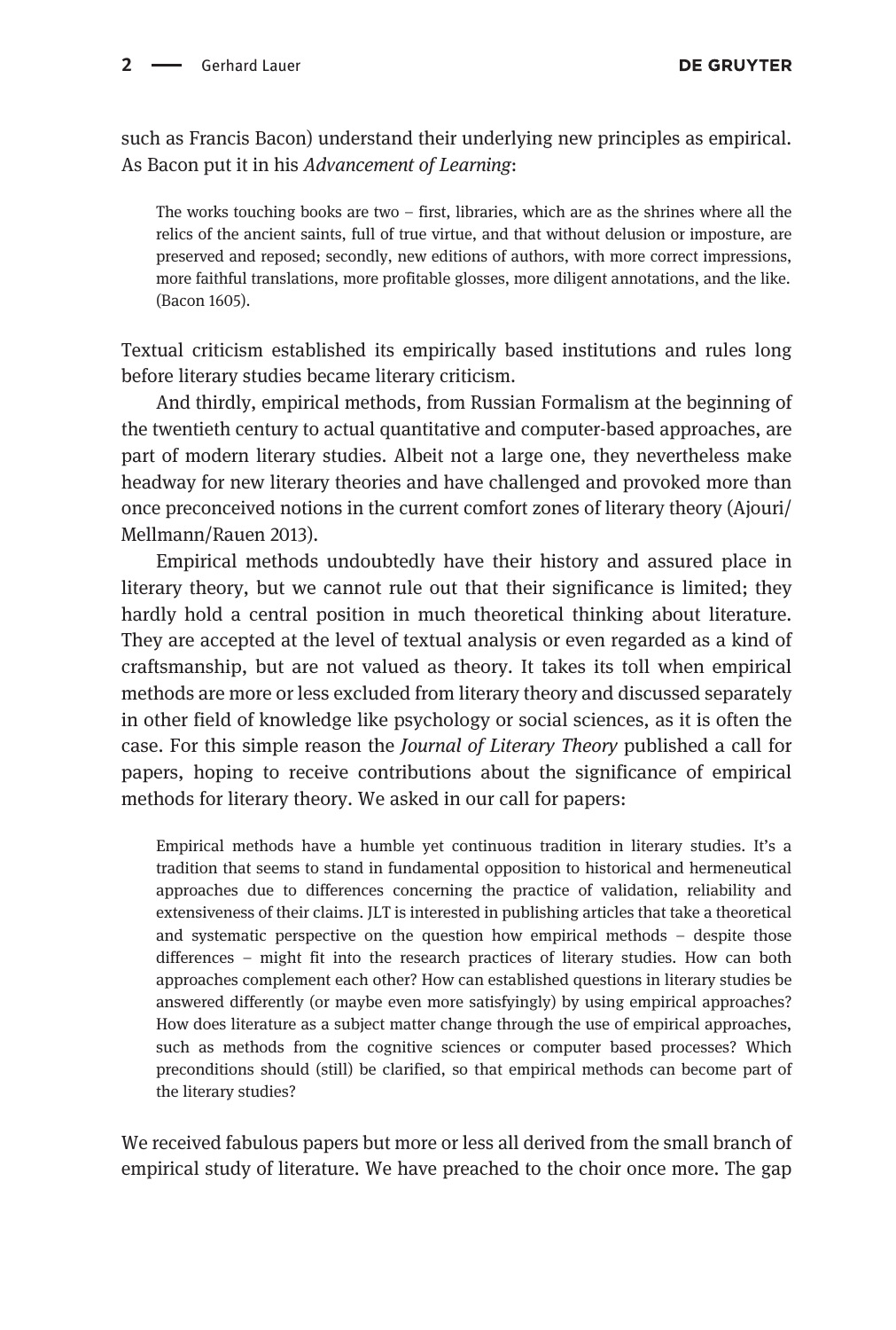such as Francis Bacon) understand their underlying new principles as empirical. As Bacon put it in his *Advancement of Learning*:

> The works touching books are two – first, libraries, which are as the shrines where all the relics of the ancient saints, full of true virtue, and that without delusion or imposture, are preserved and reposed; secondly, new editions of authors, with more correct impressions, more faithful translations, more profitable glosses, more diligent annotations, and the like. (Bacon 1605).

Textual criticism established its empirically based institutions and rules long before literary studies became literary criticism.

And thirdly, empirical methods, from Russian Formalism at the beginning of the twentieth century to actual quantitative and computer-based approaches, are part of modern literary studies. Albeit not a large one, they nevertheless make headway for new literary theories and have challenged and provoked more than once preconceived notions in the current comfort zones of literary theory (Ajouri/Mellmann/Rauen 2013).

Empirical methods undoubtedly have their history and assured place in literary theory, but we cannot rule out that their significance is limited; they hardly hold a central position in much theoretical thinking about literature. They are accepted at the level of textual analysis or even regarded as a kind of craftsmanship, but are not valued as theory. It takes its toll when empirical methods are more or less excluded from literary theory and discussed separately in other field of knowledge like psychology or social sciences, as it is often the case. For this simple reason the *Journal of Literary Theory* published a call for papers, hoping to receive contributions about the significance of empirical methods for literary theory. We asked in our call for papers:

> Empirical methods have a humble yet continuous tradition in literary studies. It's a tradition that seems to stand in fundamental opposition to historical and hermeneutical approaches due to differences concerning the practice of validation, reliability and extensiveness of their claims. JLT is interested in publishing articles that take a theoretical and systematic perspective on the question how empirical methods – despite those differences – might fit into the research practices of literary studies. How can both approaches complement each other? How can established questions in literary studies be answered differently (or maybe even more satisfyingly) by using empirical approaches? How does literature as a subject matter change through the use of empirical approaches, such as methods from the cognitive sciences or computer based processes? Which preconditions should (still) be clarified, so that empirical methods can become part of the literary studies?

We received fabulous papers but more or less all derived from the small branch of empirical study of literature. We have preached to the choir once more. The gap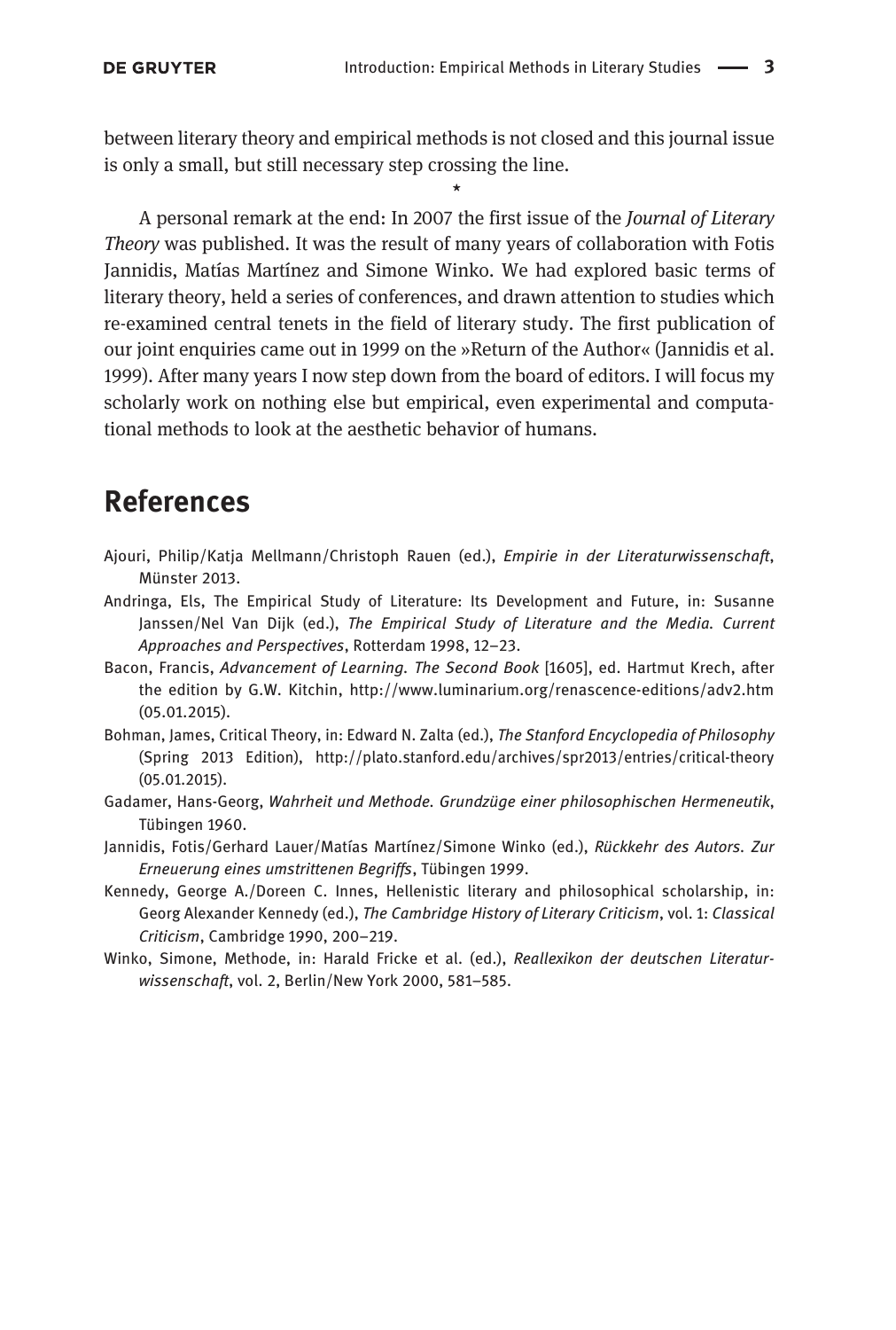between literary theory and empirical methods is not closed and this journal issue is only a small, but still necessary step crossing the line.

*

A personal remark at the end: In 2007 the first issue of the *Journal of Literary Theory* was published. It was the result of many years of collaboration with Fotis Jannidis, Matías Martínez and Simone Winko. We had explored basic terms of literary theory, held a series of conferences, and drawn attention to studies which re-examined central tenets in the field of literary study. The first publication of our joint enquiries came out in 1999 on the »Return of the Author« (Jannidis et al. 1999). After many years I now step down from the board of editors. I will focus my scholarly work on nothing else but empirical, even experimental and computational methods to look at the aesthetic behavior of humans.

## References

Ajouri, Philip/Katja Mellmann/Christoph Rauen (ed.), *Empirie in der Literaturwissenschaft*, Münster 2013.

Andringa, Els, The Empirical Study of Literature: Its Development and Future, in: Susanne Janssen/Nel Van Dijk (ed.), *The Empirical Study of Literature and the Media. Current Approaches and Perspectives*, Rotterdam 1998, 12–23.

Bacon, Francis, *Advancement of Learning. The Second Book* [1605], ed. Hartmut Krech, after the edition by G.W. Kitchin, http://www.luminarium.org/renascence-editions/adv2.htm (05.01.2015).

Bohman, James, Critical Theory, in: Edward N. Zalta (ed.), *The Stanford Encyclopedia of Philosophy* (Spring 2013 Edition), http://plato.stanford.edu/archives/spr2013/entries/critical-theory (05.01.2015).

Gadamer, Hans-Georg, *Wahrheit und Methode. Grundzüge einer philosophischen Hermeneutik*, Tübingen 1960.

Jannidis, Fotis/Gerhard Lauer/Matías Martínez/Simone Winko (ed.), *Rückkehr des Autors. Zur Erneuerung eines umstrittenen Begriffs*, Tübingen 1999.

Kennedy, George A./Doreen C. Innes, Hellenistic literary and philosophical scholarship, in: Georg Alexander Kennedy (ed.), *The Cambridge History of Literary Criticism*, vol. 1: *Classical Criticism*, Cambridge 1990, 200–219.

Winko, Simone, Methode, in: Harald Fricke et al. (ed.), *Reallexikon der deutschen Literaturwissenschaft*, vol. 2, Berlin/New York 2000, 581–585.